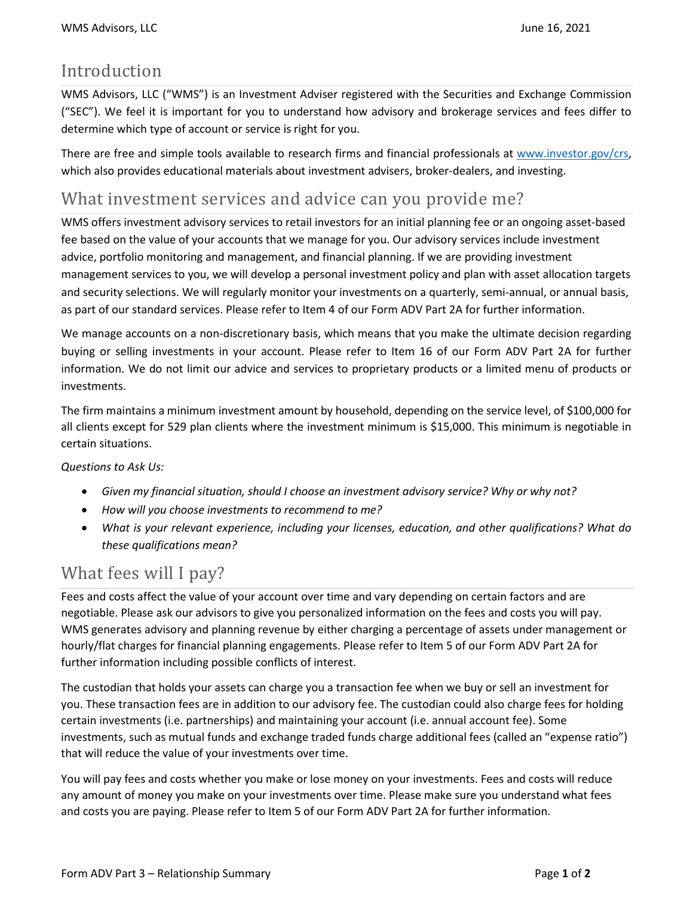## Introduction

WMS Advisors, LLC ("WMS") is an Investment Adviser registered with the Securities and Exchange Commission ("SEC"). We feel it is important for you to understand how advisory and brokerage services and fees differ to determine which type of account or service is right for you.

There are free and simple tools available to research firms and financial professionals at [www.investor.gov/crs](http://www.investor.gov/crs), which also provides educational materials about investment advisers, broker-dealers, and investing.

## What investment services and advice can you provide me?

WMS offers investment advisory services to retail investors for an initial planning fee or an ongoing asset-based fee based on the value of your accounts that we manage for you. Our advisory services include investment advice, portfolio monitoring and management, and financial planning. If we are providing investment management services to you, we will develop a personal investment policy and plan with asset allocation targets and security selections. We will regularly monitor your investments on a quarterly, semi-annual, or annual basis, as part of our standard services. Please refer to Item 4 of our Form ADV Part 2A for further information.

We manage accounts on a non-discretionary basis, which means that you make the ultimate decision regarding buying or selling investments in your account. Please refer to Item 16 of our Form ADV Part 2A for further information. We do not limit our advice and services to proprietary products or a limited menu of products or investments.

The firm maintains a minimum investment amount by household, depending on the service level, of $100,000 for all clients except for 529 plan clients where the investment minimum is $15,000. This minimum is negotiable in certain situations.

*Questions to Ask Us:*

- *Given my financial situation, should I choose an investment advisory service? Why or why not?*
- *How will you choose investments to recommend to me?*
- *What is your relevant experience, including your licenses, education, and other qualifications? What do these qualifications mean?*

## What fees will I pay?

Fees and costs affect the value of your account over time and vary depending on certain factors and are negotiable. Please ask our advisors to give you personalized information on the fees and costs you will pay. WMS generates advisory and planning revenue by either charging a percentage of assets under management or hourly/flat charges for financial planning engagements. Please refer to Item 5 of our Form ADV Part 2A for further information including possible conflicts of interest.

The custodian that holds your assets can charge you a transaction fee when we buy or sell an investment for you. These transaction fees are in addition to our advisory fee. The custodian could also charge fees for holding certain investments (i.e. partnerships) and maintaining your account (i.e. annual account fee). Some investments, such as mutual funds and exchange traded funds charge additional fees (called an "expense ratio") that will reduce the value of your investments over time.

You will pay fees and costs whether you make or lose money on your investments. Fees and costs will reduce any amount of money you make on your investments over time. Please make sure you understand what fees and costs you are paying. Please refer to Item 5 of our Form ADV Part 2A for further information.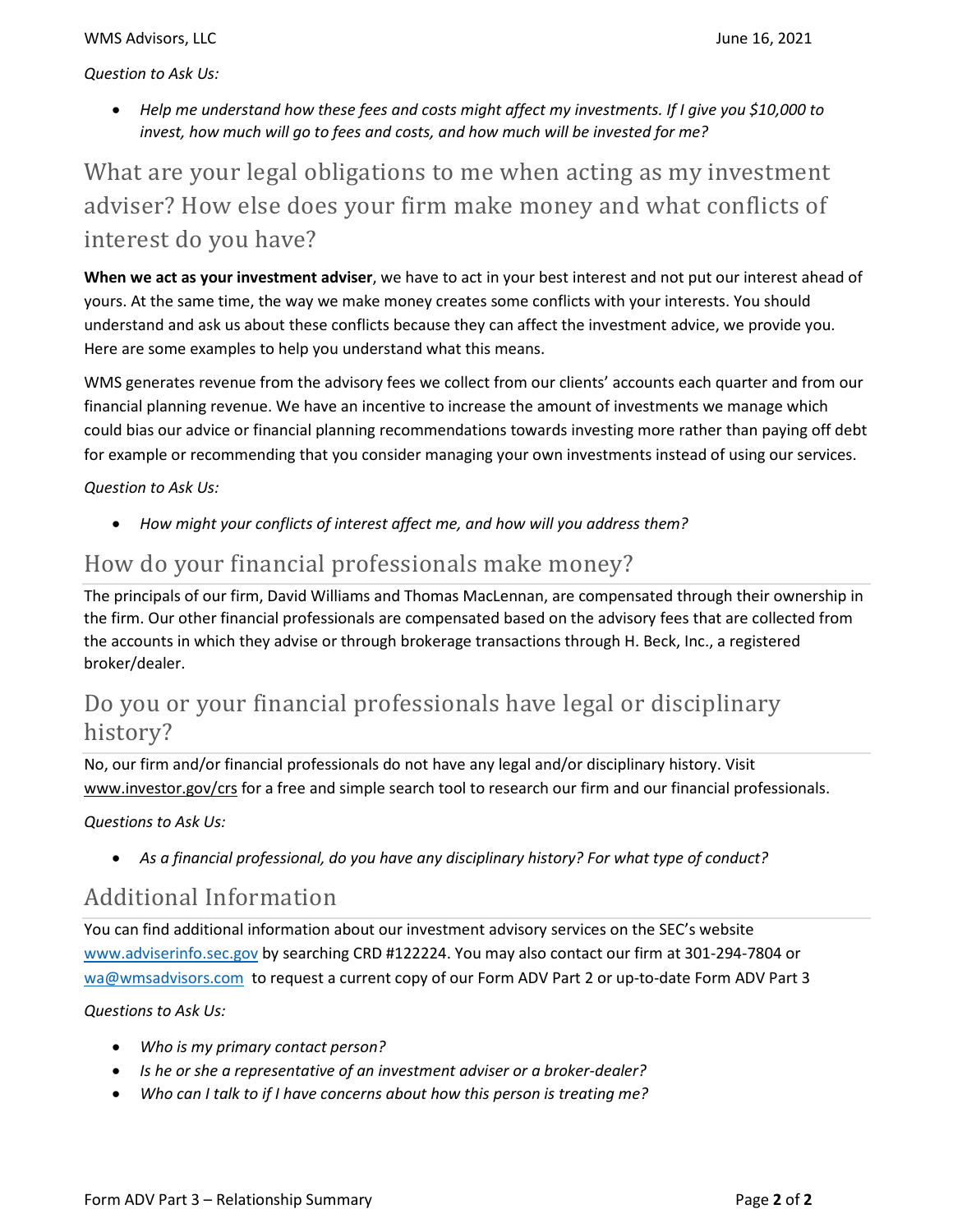*Question to Ask Us:*

- *Help me understand how these fees and costs might affect my investments. If I give you $10,000 to invest, how much will go to fees and costs, and how much will be invested for me?*

## What are your legal obligations to me when acting as my investment adviser? How else does your firm make money and what conflicts of interest do you have?

**When we act as your investment adviser**, we have to act in your best interest and not put our interest ahead of yours. At the same time, the way we make money creates some conflicts with your interests. You should understand and ask us about these conflicts because they can affect the investment advice, we provide you. Here are some examples to help you understand what this means.

WMS generates revenue from the advisory fees we collect from our clients' accounts each quarter and from our financial planning revenue. We have an incentive to increase the amount of investments we manage which could bias our advice or financial planning recommendations towards investing more rather than paying off debt for example or recommending that you consider managing your own investments instead of using our services.

*Question to Ask Us:*

- *How might your conflicts of interest affect me, and how will you address them?*

## How do your financial professionals make money?

The principals of our firm, David Williams and Thomas MacLennan, are compensated through their ownership in the firm. Our other financial professionals are compensated based on the advisory fees that are collected from the accounts in which they advise or through brokerage transactions through H. Beck, Inc., a registered broker/dealer.

## Do you or your financial professionals have legal or disciplinary history?

No, our firm and/or financial professionals do not have any legal and/or disciplinary history. Visit www.investor.gov/crs for a free and simple search tool to research our firm and our financial professionals.

*Questions to Ask Us:*

- *As a financial professional, do you have any disciplinary history? For what type of conduct?*

## Additional Information

You can find additional information about our investment advisory services on the SEC's website www.adviserinfo.sec.gov by searching CRD #122224. You may also contact our firm at 301-294-7804 or wa@wmsadvisors.com to request a current copy of our Form ADV Part 2 or up-to-date Form ADV Part 3

*Questions to Ask Us:*

- *Who is my primary contact person?*
- *Is he or she a representative of an investment adviser or a broker-dealer?*
- *Who can I talk to if I have concerns about how this person is treating me?*